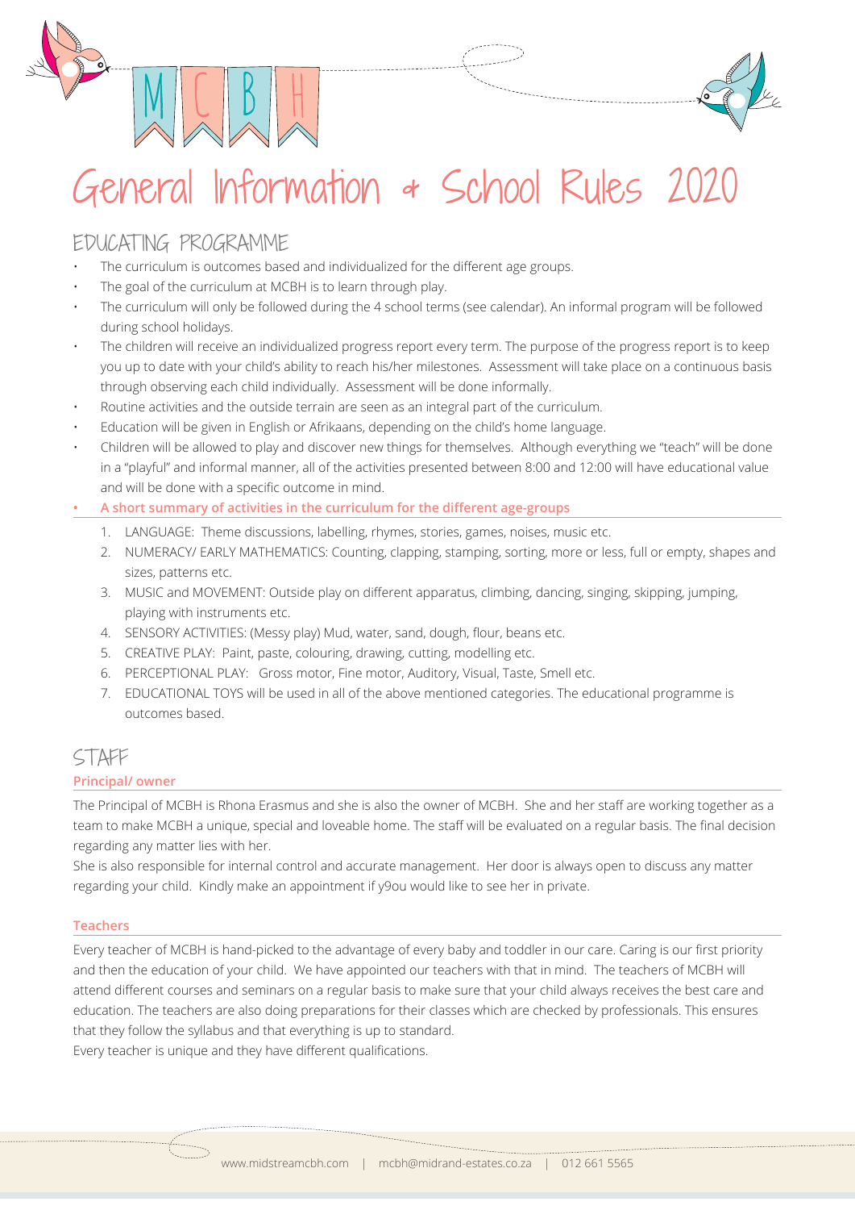M C B H

# General Information & School Rules 2020

## EDUCATING PROGRAMME

- The curriculum is outcomes based and individualized for the different age groups.
- The goal of the curriculum at MCBH is to learn through play.
- The curriculum will only be followed during the 4 school terms (see calendar). An informal program will be followed during school holidays.
- The children will receive an individualized progress report every term. The purpose of the progress report is to keep you up to date with your child's ability to reach his/her milestones. Assessment will take place on a continuous basis through observing each child individually. Assessment will be done informally.
- Routine activities and the outside terrain are seen as an integral part of the curriculum.
- Education will be given in English or Afrikaans, depending on the child's home language.
- Children will be allowed to play and discover new things for themselves. Although everything we "teach" will be done in a "playful" and informal manner, all of the activities presented between 8:00 and 12:00 will have educational value and will be done with a specific outcome in mind.
- **A short summary of activities in the curriculum for the different age-groups**
  1. LANGUAGE: Theme discussions, labelling, rhymes, stories, games, noises, music etc.
  2. NUMERACY/ EARLY MATHEMATICS: Counting, clapping, stamping, sorting, more or less, full or empty, shapes and sizes, patterns etc.
  3. MUSIC and MOVEMENT: Outside play on different apparatus, climbing, dancing, singing, skipping, jumping, playing with instruments etc.
  4. SENSORY ACTIVITIES: (Messy play) Mud, water, sand, dough, flour, beans etc.
  5. CREATIVE PLAY: Paint, paste, colouring, drawing, cutting, modelling etc.
  6. PERCEPTIONAL PLAY: Gross motor, Fine motor, Auditory, Visual, Taste, Smell etc.
  7. EDUCATIONAL TOYS will be used in all of the above mentioned categories. The educational programme is outcomes based.

## STAFF

### Principal/ owner

The Principal of MCBH is Rhona Erasmus and she is also the owner of MCBH. She and her staff are working together as a team to make MCBH a unique, special and loveable home. The staff will be evaluated on a regular basis. The final decision regarding any matter lies with her.

She is also responsible for internal control and accurate management. Her door is always open to discuss any matter regarding your child. Kindly make an appointment if y9ou would like to see her in private.

### Teachers

Every teacher of MCBH is hand-picked to the advantage of every baby and toddler in our care. Caring is our first priority and then the education of your child. We have appointed our teachers with that in mind. The teachers of MCBH will attend different courses and seminars on a regular basis to make sure that your child always receives the best care and education. The teachers are also doing preparations for their classes which are checked by professionals. This ensures that they follow the syllabus and that everything is up to standard.

Every teacher is unique and they have different qualifications.

www.midstreamcbh.com | mcbh@midrand-estates.co.za | 012 661 5565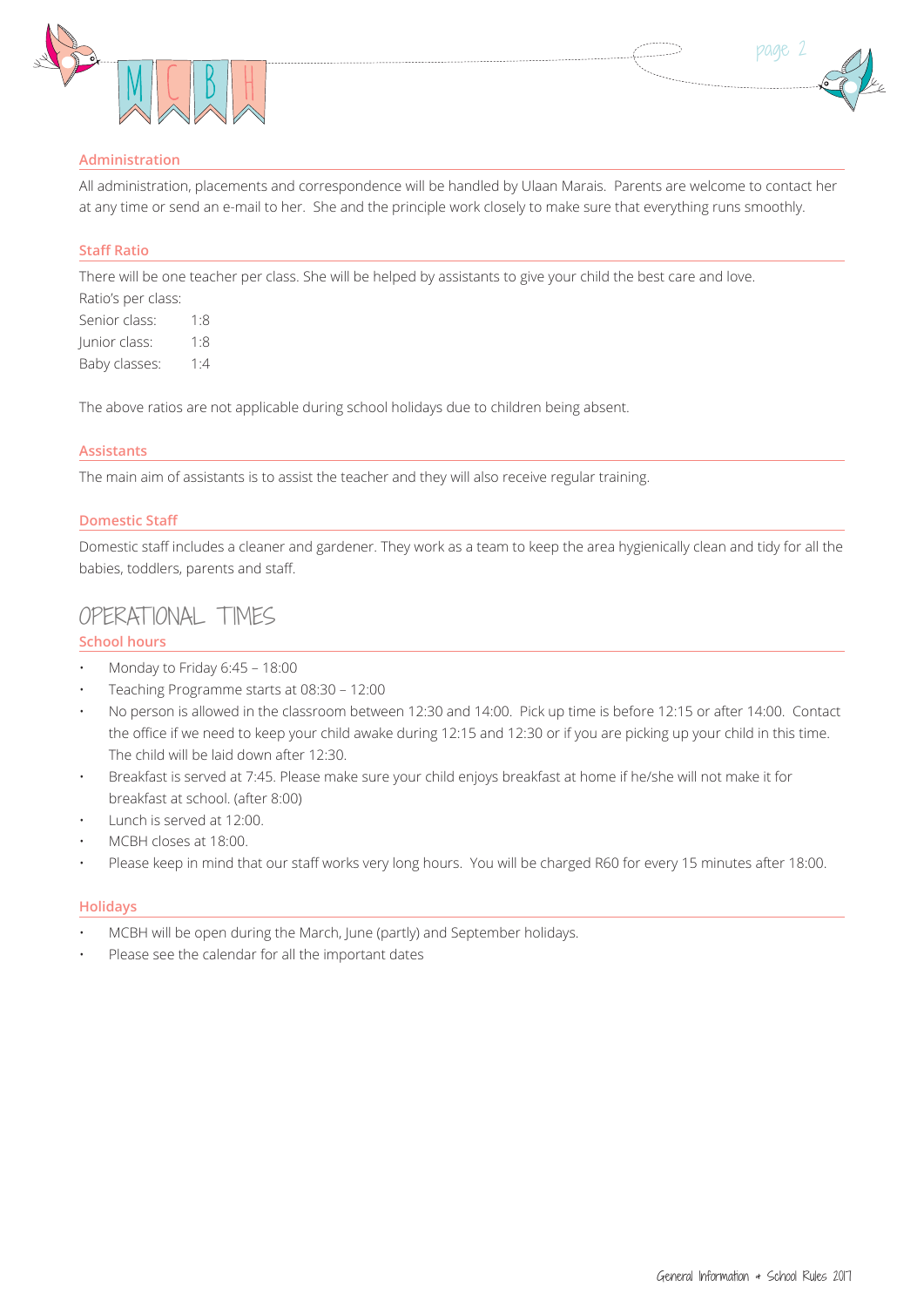## Administration

All administration, placements and correspondence will be handled by Ulaan Marais. Parents are welcome to contact her at any time or send an e-mail to her. She and the principle work closely to make sure that everything runs smoothly.

## Staff Ratio

There will be one teacher per class. She will be helped by assistants to give your child the best care and love.

Ratio's per class:

| | |
|---|---|
| Senior class: | 1:8 |
| Junior class: | 1:8 |
| Baby classes: | 1:4 |

The above ratios are not applicable during school holidays due to children being absent.

## Assistants

The main aim of assistants is to assist the teacher and they will also receive regular training.

## Domestic Staff

Domestic staff includes a cleaner and gardener. They work as a team to keep the area hygienically clean and tidy for all the babies, toddlers, parents and staff.

# OPERATIONAL TIMES

## School hours

- Monday to Friday 6:45 – 18:00
- Teaching Programme starts at 08:30 – 12:00
- No person is allowed in the classroom between 12:30 and 14:00. Pick up time is before 12:15 or after 14:00. Contact the office if we need to keep your child awake during 12:15 and 12:30 or if you are picking up your child in this time. The child will be laid down after 12:30.
- Breakfast is served at 7:45. Please make sure your child enjoys breakfast at home if he/she will not make it for breakfast at school. (after 8:00)
- Lunch is served at 12:00.
- MCBH closes at 18:00.
- Please keep in mind that our staff works very long hours. You will be charged R60 for every 15 minutes after 18:00.

## Holidays

- MCBH will be open during the March, June (partly) and September holidays.
- Please see the calendar for all the important dates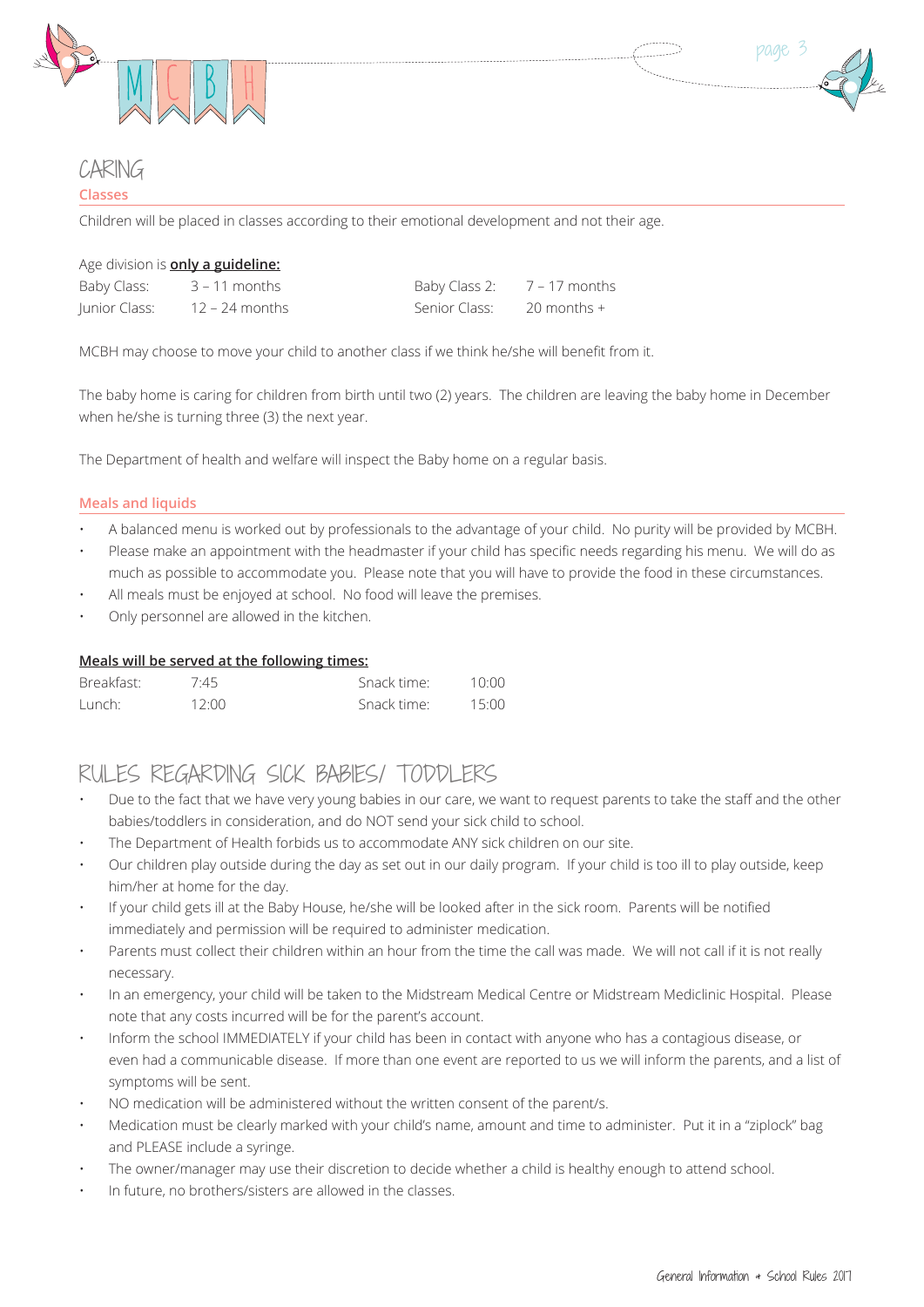# CARING

## Classes

Children will be placed in classes according to their emotional development and not their age.

Age division is **only a guideline:**

| | | | |
|---|---|---|---|
| Baby Class: | 3 – 11 months | Baby Class 2: | 7 – 17 months |
| Junior Class: | 12 – 24 months | Senior Class: | 20 months + |

MCBH may choose to move your child to another class if we think he/she will benefit from it.

The baby home is caring for children from birth until two (2) years. The children are leaving the baby home in December when he/she is turning three (3) the next year.

The Department of health and welfare will inspect the Baby home on a regular basis.

## Meals and liquids

- A balanced menu is worked out by professionals to the advantage of your child. No purity will be provided by MCBH.
- Please make an appointment with the headmaster if your child has specific needs regarding his menu. We will do as much as possible to accommodate you. Please note that you will have to provide the food in these circumstances.
- All meals must be enjoyed at school. No food will leave the premises.
- Only personnel are allowed in the kitchen.

**Meals will be served at the following times:**

| | | | |
|---|---|---|---|
| Breakfast: | 7:45 | Snack time: | 10:00 |
| Lunch: | 12:00 | Snack time: | 15:00 |

# RULES REGARDING SICK BABIES/ TODDLERS

- Due to the fact that we have very young babies in our care, we want to request parents to take the staff and the other babies/toddlers in consideration, and do NOT send your sick child to school.
- The Department of Health forbids us to accommodate ANY sick children on our site.
- Our children play outside during the day as set out in our daily program. If your child is too ill to play outside, keep him/her at home for the day.
- If your child gets ill at the Baby House, he/she will be looked after in the sick room. Parents will be notified immediately and permission will be required to administer medication.
- Parents must collect their children within an hour from the time the call was made. We will not call if it is not really necessary.
- In an emergency, your child will be taken to the Midstream Medical Centre or Midstream Mediclinic Hospital. Please note that any costs incurred will be for the parent's account.
- Inform the school IMMEDIATELY if your child has been in contact with anyone who has a contagious disease, or even had a communicable disease. If more than one event are reported to us we will inform the parents, and a list of symptoms will be sent.
- NO medication will be administered without the written consent of the parent/s.
- Medication must be clearly marked with your child's name, amount and time to administer. Put it in a "ziplock" bag and PLEASE include a syringe.
- The owner/manager may use their discretion to decide whether a child is healthy enough to attend school.
- In future, no brothers/sisters are allowed in the classes.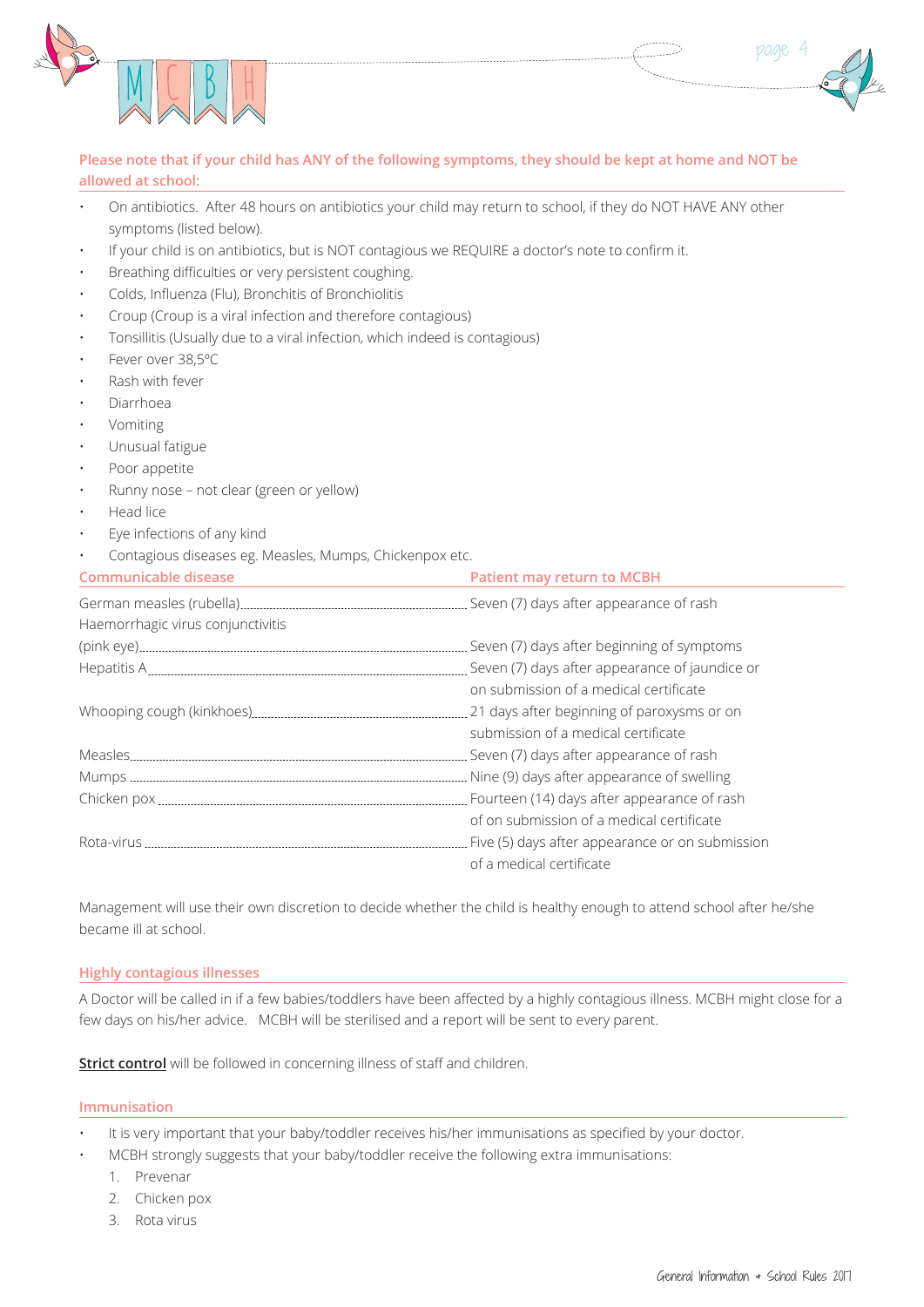**Please note that if your child has ANY of the following symptoms, they should be kept at home and NOT be allowed at school:**

- On antibiotics. After 48 hours on antibiotics your child may return to school, if they do NOT HAVE ANY other symptoms (listed below).
- If your child is on antibiotics, but is NOT contagious we REQUIRE a doctor's note to confirm it.
- Breathing difficulties or very persistent coughing.
- Colds, Influenza (Flu), Bronchitis of Bronchiolitis
- Croup (Croup is a viral infection and therefore contagious)
- Tonsillitis (Usually due to a viral infection, which indeed is contagious)
- Fever over 38,5°C
- Rash with fever
- Diarrhoea
- Vomiting
- Unusual fatigue
- Poor appetite
- Runny nose – not clear (green or yellow)
- Head lice
- Eye infections of any kind
- Contagious diseases eg. Measles, Mumps, Chickenpox etc.

| Communicable disease | Patient may return to MCBH |
|---|---|
| German measles (rubella) | Seven (7) days after appearance of rash |
| Haemorrhagic virus conjunctivitis (pink eye) | Seven (7) days after beginning of symptoms |
| Hepatitis A | Seven (7) days after appearance of jaundice or on submission of a medical certificate |
| Whooping cough (kinkhoes) | 21 days after beginning of paroxysms or on submission of a medical certificate |
| Measles | Seven (7) days after appearance of rash |
| Mumps | Nine (9) days after appearance of swelling |
| Chicken pox | Fourteen (14) days after appearance of rash of on submission of a medical certificate |
| Rota-virus | Five (5) days after appearance or on submission of a medical certificate |

Management will use their own discretion to decide whether the child is healthy enough to attend school after he/she became ill at school.

## Highly contagious illnesses

A Doctor will be called in if a few babies/toddlers have been affected by a highly contagious illness. MCBH might close for a few days on his/her advice. MCBH will be sterilised and a report will be sent to every parent.

**Strict control** will be followed in concerning illness of staff and children.

## Immunisation

- It is very important that your baby/toddler receives his/her immunisations as specified by your doctor.
- MCBH strongly suggests that your baby/toddler receive the following extra immunisations:
  1. Prevenar
  2. Chicken pox
  3. Rota virus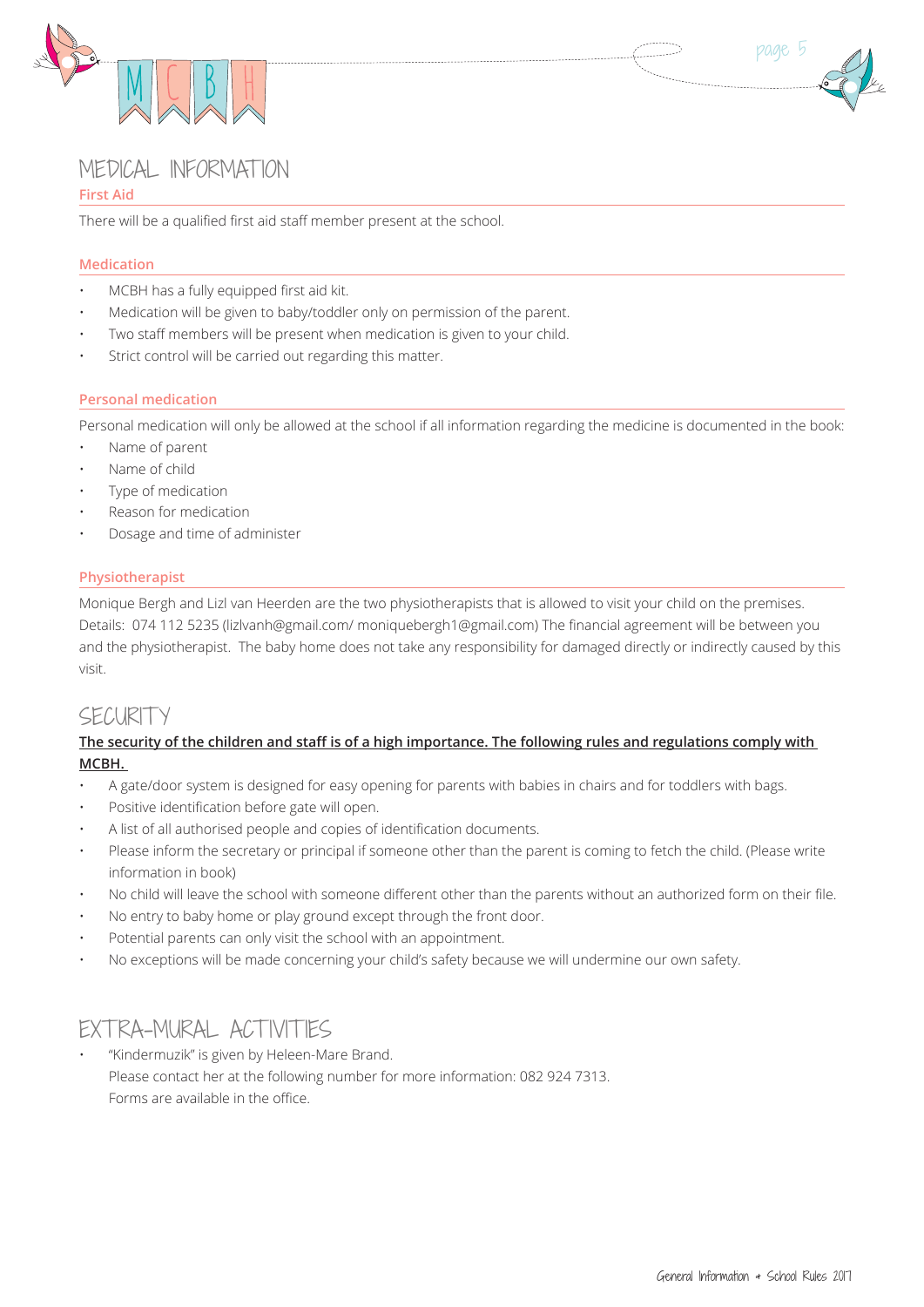# MEDICAL INFORMATION

### First Aid

There will be a qualified first aid staff member present at the school.

### Medication

- MCBH has a fully equipped first aid kit.
- Medication will be given to baby/toddler only on permission of the parent.
- Two staff members will be present when medication is given to your child.
- Strict control will be carried out regarding this matter.

### Personal medication

Personal medication will only be allowed at the school if all information regarding the medicine is documented in the book:

- Name of parent
- Name of child
- Type of medication
- Reason for medication
- Dosage and time of administer

### Physiotherapist

Monique Bergh and Lizl van Heerden are the two physiotherapists that is allowed to visit your child on the premises. Details: 074 112 5235 (lizlvanh@gmail.com/ moniquebergh1@gmail.com) The financial agreement will be between you and the physiotherapist. The baby home does not take any responsibility for damaged directly or indirectly caused by this visit.

# SECURITY

**The security of the children and staff is of a high importance. The following rules and regulations comply with MCBH.**

- A gate/door system is designed for easy opening for parents with babies in chairs and for toddlers with bags.
- Positive identification before gate will open.
- A list of all authorised people and copies of identification documents.
- Please inform the secretary or principal if someone other than the parent is coming to fetch the child. (Please write information in book)
- No child will leave the school with someone different other than the parents without an authorized form on their file.
- No entry to baby home or play ground except through the front door.
- Potential parents can only visit the school with an appointment.
- No exceptions will be made concerning your child's safety because we will undermine our own safety.

# EXTRA-MURAL ACTIVITIES

- "Kindermuzik" is given by Heleen-Mare Brand.
  Please contact her at the following number for more information: 082 924 7313.
  Forms are available in the office.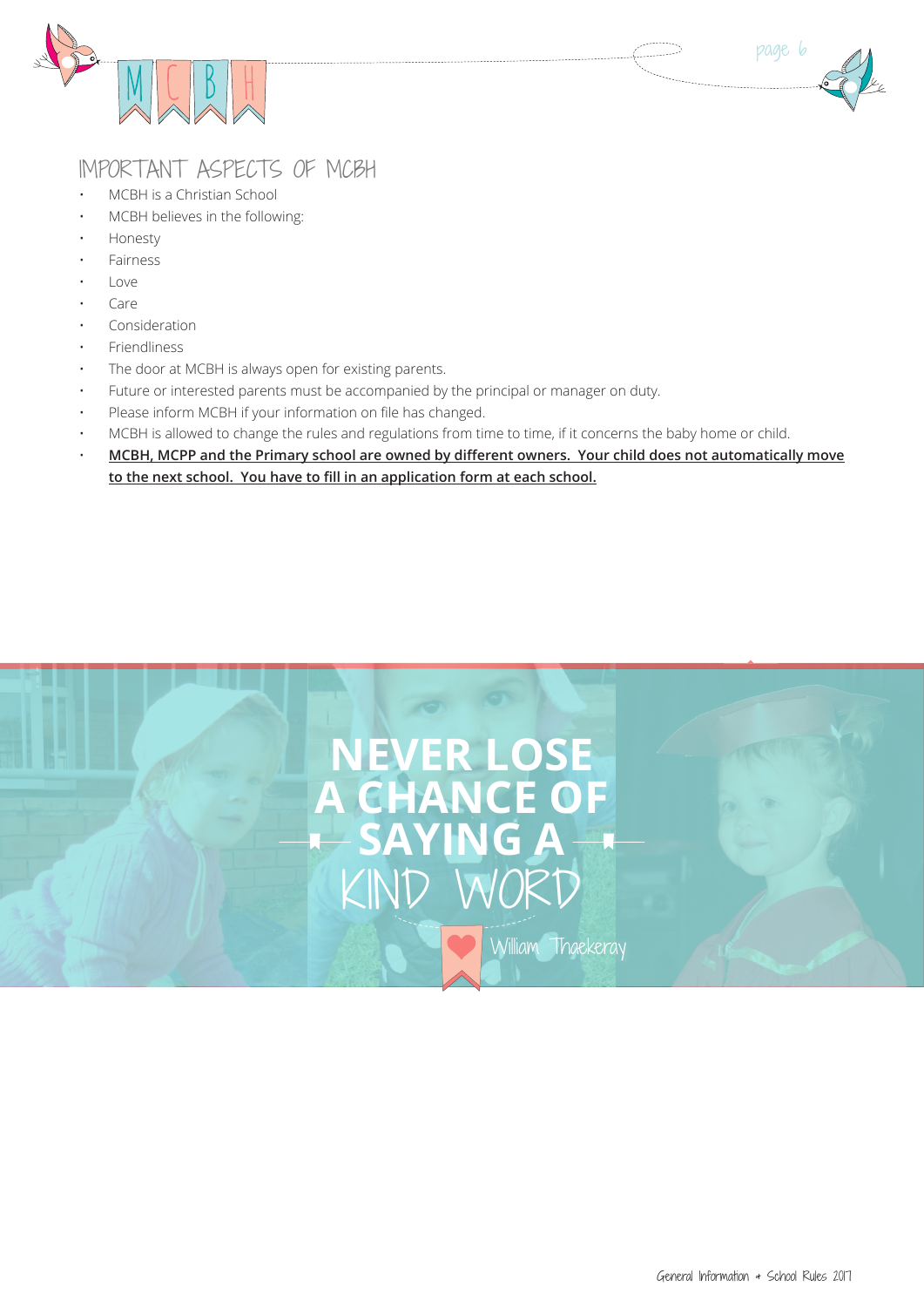# MCBH

## IMPORTANT ASPECTS OF MCBH

- MCBH is a Christian School
- MCBH believes in the following:
- Honesty
- Fairness
- Love
- Care
- Consideration
- Friendliness
- The door at MCBH is always open for existing parents.
- Future or interested parents must be accompanied by the principal or manager on duty.
- Please inform MCBH if your information on file has changed.
- MCBH is allowed to change the rules and regulations from time to time, if it concerns the baby home or child.
- **MCBH, MCPP and the Primary school are owned by different owners. Your child does not automatically move to the next school. You have to fill in an application form at each school.**

**NEVER LOSE A CHANCE OF SAYING A** KIND WORD

William Thaekeray